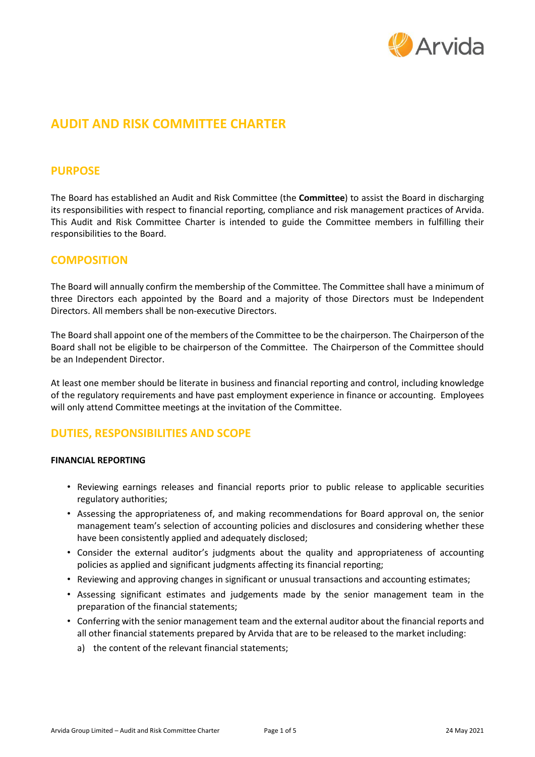# AUDIT AND RISK COMMITTEE CHARTER

## PURPOSE

The Board has established an Audit and Risk Committee (the **Committee**) to assist the Board in discharging its responsibilities with respect to financial reporting, compliance and risk management practices of Arvida. This Audit and Risk Committee Charter is intended to guide the Committee members in fulfilling their responsibilities to the Board.

## COMPOSITION

The Board will annually confirm the membership of the Committee. The Committee shall have a minimum of three Directors each appointed by the Board and a majority of those Directors must be Independent Directors. All members shall be non-executive Directors.

The Board shall appoint one of the members of the Committee to be the chairperson. The Chairperson of the Board shall not be eligible to be chairperson of the Committee. The Chairperson of the Committee should be an Independent Director.

At least one member should be literate in business and financial reporting and control, including knowledge of the regulatory requirements and have past employment experience in finance or accounting. Employees will only attend Committee meetings at the invitation of the Committee.

## DUTIES, RESPONSIBILITIES AND SCOPE

### FINANCIAL REPORTING

- Reviewing earnings releases and financial reports prior to public release to applicable securities regulatory authorities;
- Assessing the appropriateness of, and making recommendations for Board approval on, the senior management team's selection of accounting policies and disclosures and considering whether these have been consistently applied and adequately disclosed;
- Consider the external auditor's judgments about the quality and appropriateness of accounting policies as applied and significant judgments affecting its financial reporting;
- Reviewing and approving changes in significant or unusual transactions and accounting estimates;
- Assessing significant estimates and judgements made by the senior management team in the preparation of the financial statements;
- Conferring with the senior management team and the external auditor about the financial reports and all other financial statements prepared by Arvida that are to be released to the market including:
  a) the content of the relevant financial statements;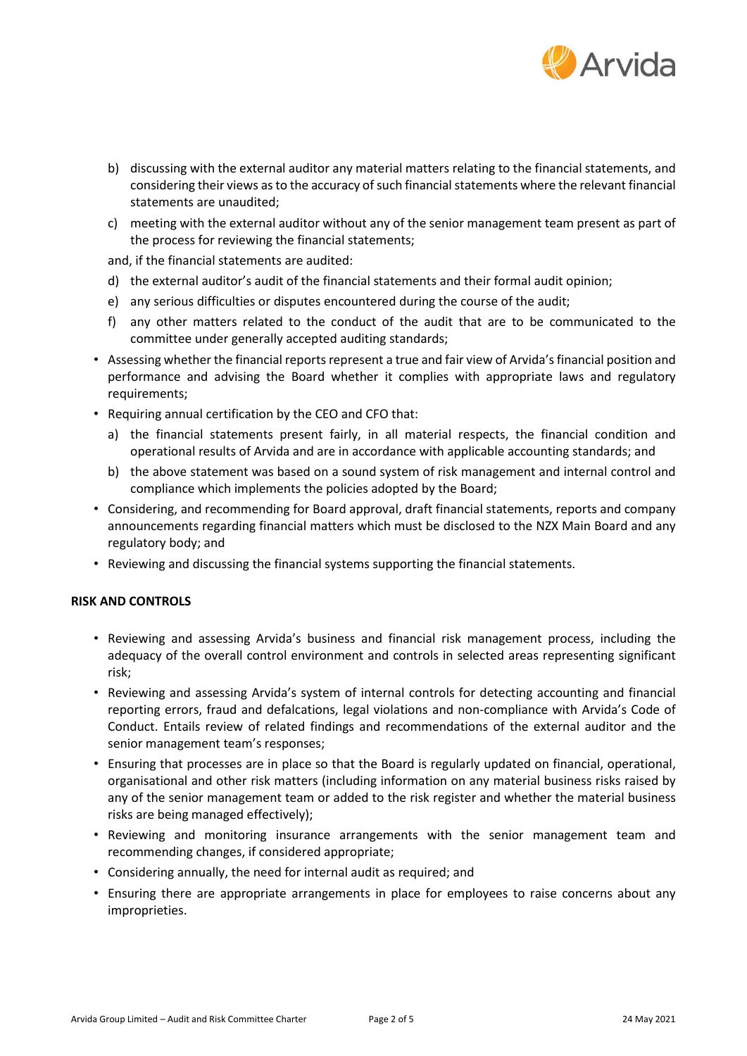b) discussing with the external auditor any material matters relating to the financial statements, and considering their views as to the accuracy of such financial statements where the relevant financial statements are unaudited;

c) meeting with the external auditor without any of the senior management team present as part of the process for reviewing the financial statements;

and, if the financial statements are audited:

d) the external auditor's audit of the financial statements and their formal audit opinion;

e) any serious difficulties or disputes encountered during the course of the audit;

f) any other matters related to the conduct of the audit that are to be communicated to the committee under generally accepted auditing standards;

- Assessing whether the financial reports represent a true and fair view of Arvida's financial position and performance and advising the Board whether it complies with appropriate laws and regulatory requirements;
- Requiring annual certification by the CEO and CFO that:
  a) the financial statements present fairly, in all material respects, the financial condition and operational results of Arvida and are in accordance with applicable accounting standards; and
  b) the above statement was based on a sound system of risk management and internal control and compliance which implements the policies adopted by the Board;
- Considering, and recommending for Board approval, draft financial statements, reports and company announcements regarding financial matters which must be disclosed to the NZX Main Board and any regulatory body; and
- Reviewing and discussing the financial systems supporting the financial statements.

**RISK AND CONTROLS**

- Reviewing and assessing Arvida's business and financial risk management process, including the adequacy of the overall control environment and controls in selected areas representing significant risk;
- Reviewing and assessing Arvida's system of internal controls for detecting accounting and financial reporting errors, fraud and defalcations, legal violations and non-compliance with Arvida's Code of Conduct. Entails review of related findings and recommendations of the external auditor and the senior management team's responses;
- Ensuring that processes are in place so that the Board is regularly updated on financial, operational, organisational and other risk matters (including information on any material business risks raised by any of the senior management team or added to the risk register and whether the material business risks are being managed effectively);
- Reviewing and monitoring insurance arrangements with the senior management team and recommending changes, if considered appropriate;
- Considering annually, the need for internal audit as required; and
- Ensuring there are appropriate arrangements in place for employees to raise concerns about any improprieties.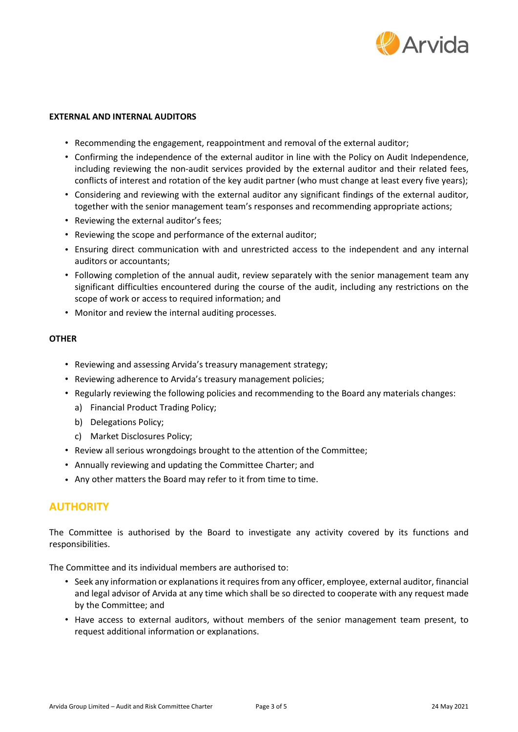**EXTERNAL AND INTERNAL AUDITORS**

- Recommending the engagement, reappointment and removal of the external auditor;
- Confirming the independence of the external auditor in line with the Policy on Audit Independence, including reviewing the non-audit services provided by the external auditor and their related fees, conflicts of interest and rotation of the key audit partner (who must change at least every five years);
- Considering and reviewing with the external auditor any significant findings of the external auditor, together with the senior management team's responses and recommending appropriate actions;
- Reviewing the external auditor's fees;
- Reviewing the scope and performance of the external auditor;
- Ensuring direct communication with and unrestricted access to the independent and any internal auditors or accountants;
- Following completion of the annual audit, review separately with the senior management team any significant difficulties encountered during the course of the audit, including any restrictions on the scope of work or access to required information; and
- Monitor and review the internal auditing processes.

**OTHER**

- Reviewing and assessing Arvida's treasury management strategy;
- Reviewing adherence to Arvida's treasury management policies;
- Regularly reviewing the following policies and recommending to the Board any materials changes:
  a) Financial Product Trading Policy;
  b) Delegations Policy;
  c) Market Disclosures Policy;
- Review all serious wrongdoings brought to the attention of the Committee;
- Annually reviewing and updating the Committee Charter; and
- Any other matters the Board may refer to it from time to time.

## AUTHORITY

The Committee is authorised by the Board to investigate any activity covered by its functions and responsibilities.

The Committee and its individual members are authorised to:

- Seek any information or explanations it requires from any officer, employee, external auditor, financial and legal advisor of Arvida at any time which shall be so directed to cooperate with any request made by the Committee; and
- Have access to external auditors, without members of the senior management team present, to request additional information or explanations.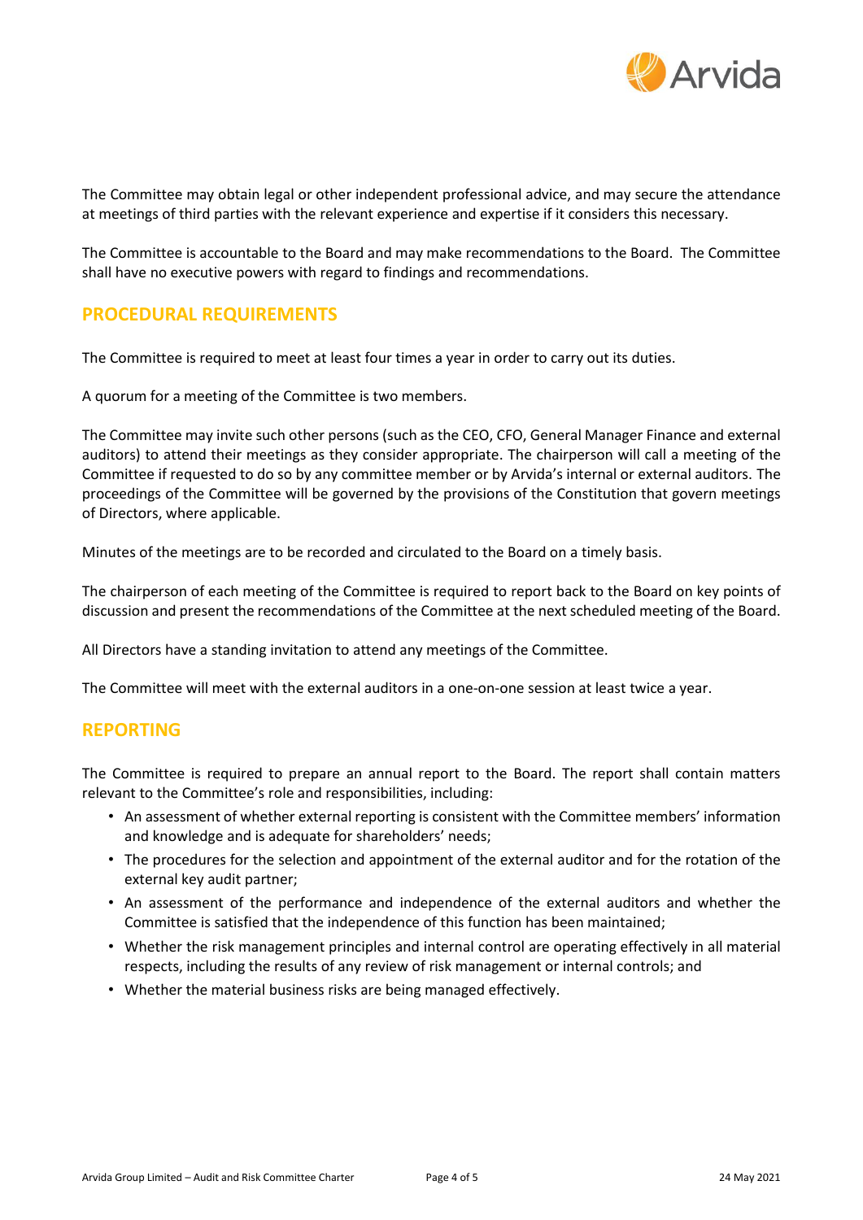The Committee may obtain legal or other independent professional advice, and may secure the attendance at meetings of third parties with the relevant experience and expertise if it considers this necessary.

The Committee is accountable to the Board and may make recommendations to the Board. The Committee shall have no executive powers with regard to findings and recommendations.

## PROCEDURAL REQUIREMENTS

The Committee is required to meet at least four times a year in order to carry out its duties.

A quorum for a meeting of the Committee is two members.

The Committee may invite such other persons (such as the CEO, CFO, General Manager Finance and external auditors) to attend their meetings as they consider appropriate. The chairperson will call a meeting of the Committee if requested to do so by any committee member or by Arvida's internal or external auditors. The proceedings of the Committee will be governed by the provisions of the Constitution that govern meetings of Directors, where applicable.

Minutes of the meetings are to be recorded and circulated to the Board on a timely basis.

The chairperson of each meeting of the Committee is required to report back to the Board on key points of discussion and present the recommendations of the Committee at the next scheduled meeting of the Board.

All Directors have a standing invitation to attend any meetings of the Committee.

The Committee will meet with the external auditors in a one-on-one session at least twice a year.

## REPORTING

The Committee is required to prepare an annual report to the Board. The report shall contain matters relevant to the Committee's role and responsibilities, including:

- An assessment of whether external reporting is consistent with the Committee members' information and knowledge and is adequate for shareholders' needs;
- The procedures for the selection and appointment of the external auditor and for the rotation of the external key audit partner;
- An assessment of the performance and independence of the external auditors and whether the Committee is satisfied that the independence of this function has been maintained;
- Whether the risk management principles and internal control are operating effectively in all material respects, including the results of any review of risk management or internal controls; and
- Whether the material business risks are being managed effectively.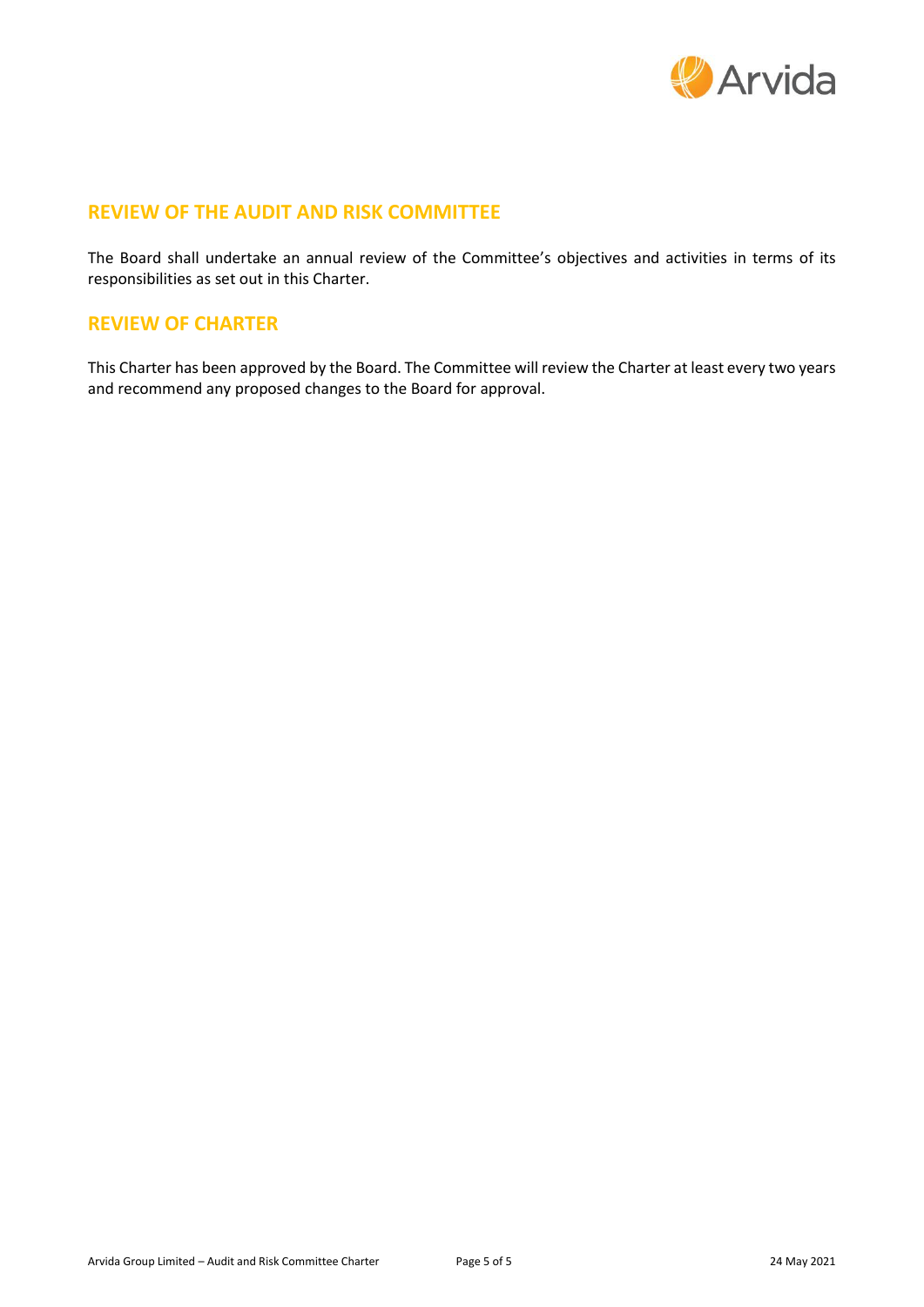## REVIEW OF THE AUDIT AND RISK COMMITTEE

The Board shall undertake an annual review of the Committee's objectives and activities in terms of its responsibilities as set out in this Charter.

## REVIEW OF CHARTER

This Charter has been approved by the Board. The Committee will review the Charter at least every two years and recommend any proposed changes to the Board for approval.